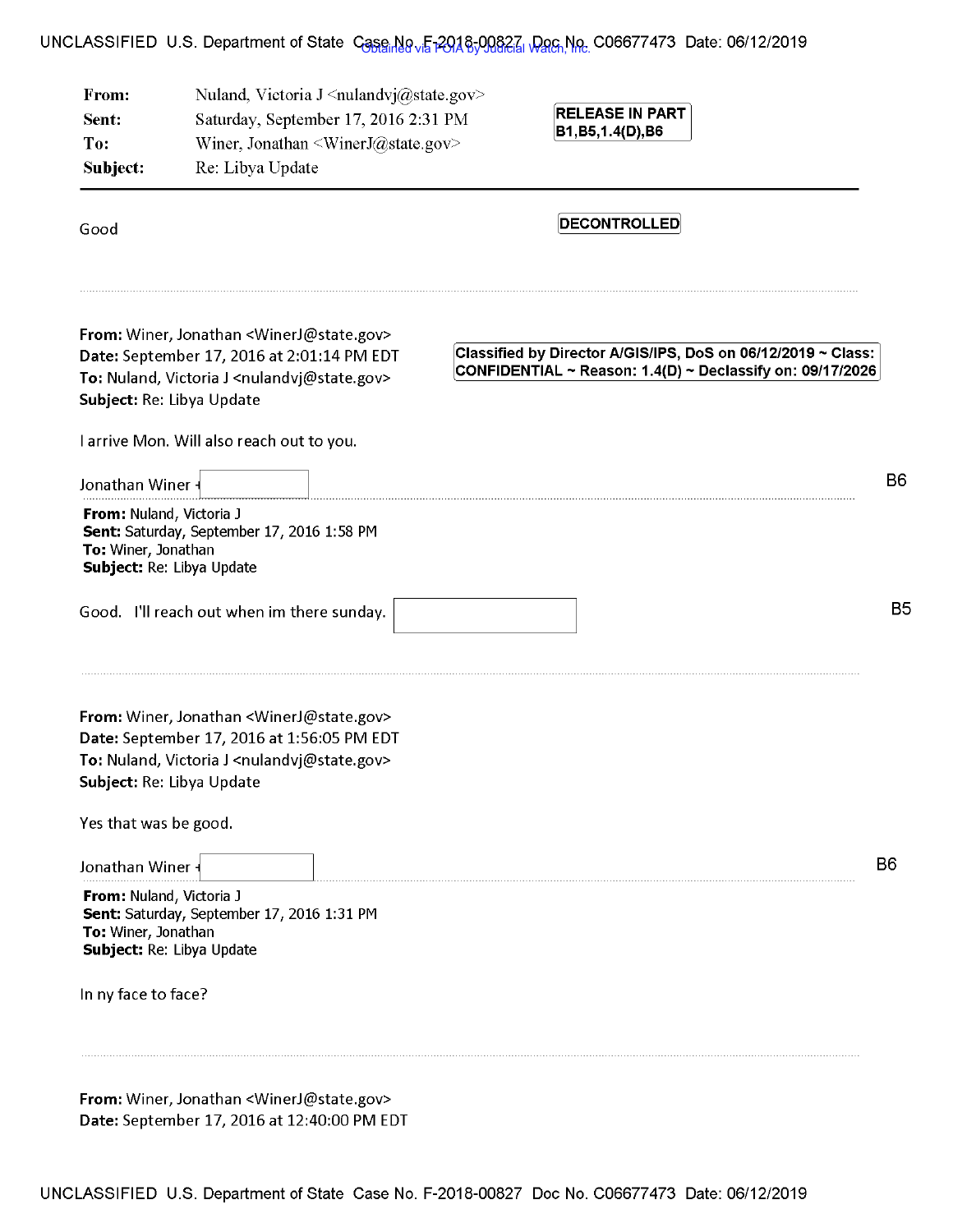| | |
|---|---|
| **From:** | Nuland, Victoria J <nulandvj@state.gov> |
| **Sent:** | Saturday, September 17, 2016 2:31 PM |
| **To:** | Winer, Jonathan <WinerJ@state.gov> |
| **Subject:** | Re: Libya Update |

RELEASE IN PART B1,B5,1.4(D),B6

DECONTROLLED

Good

---

**From:** Winer, Jonathan <WinerJ@state.gov>
**Date:** September 17, 2016 at 2:01:14 PM EDT
**To:** Nuland, Victoria J <nulandvj@state.gov>
**Subject:** Re: Libya Update

Classified by Director A/GIS/IPS, DoS on 06/12/2019 ~ Class: CONFIDENTIAL ~ Reason: 1.4(D) ~ Declassify on: 09/17/2026

I arrive Mon. Will also reach out to you.

Jonathan Winer [ ] B6

---

**From:** Nuland, Victoria J
**Sent:** Saturday, September 17, 2016 1:58 PM
**To:** Winer, Jonathan
**Subject:** Re: Libya Update

Good. I'll reach out when im there sunday. [ ] B5

---

**From:** Winer, Jonathan <WinerJ@state.gov>
**Date:** September 17, 2016 at 1:56:05 PM EDT
**To:** Nuland, Victoria J <nulandvj@state.gov>
**Subject:** Re: Libya Update

Yes that was be good.

Jonathan Winer [ ] B6

---

**From:** Nuland, Victoria J
**Sent:** Saturday, September 17, 2016 1:31 PM
**To:** Winer, Jonathan
**Subject:** Re: Libya Update

In ny face to face?

---

**From:** Winer, Jonathan <WinerJ@state.gov>
**Date:** September 17, 2016 at 12:40:00 PM EDT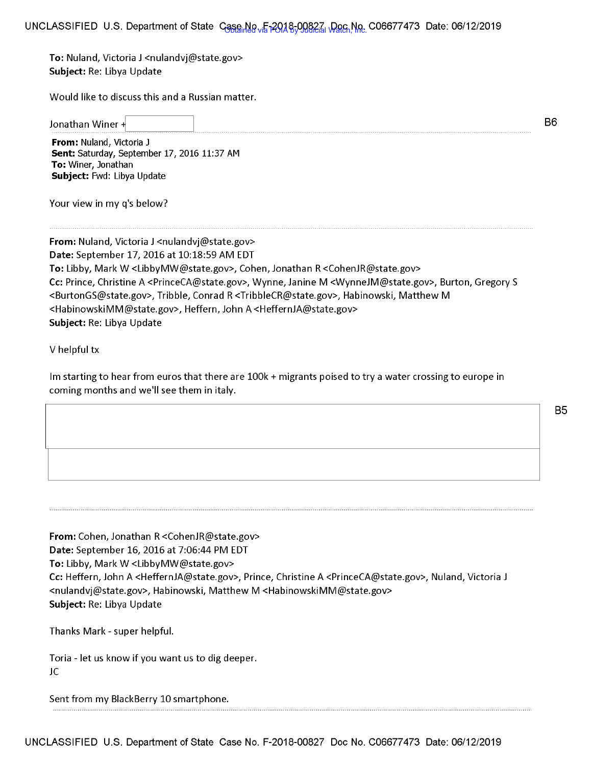**To:** Nuland, Victoria J <nulandvj@state.gov>
**Subject:** Re: Libya Update

Would like to discuss this and a Russian matter.

Jonathan Winer + [B6]

**From:** Nuland, Victoria J
**Sent:** Saturday, September 17, 2016 11:37 AM
**To:** Winer, Jonathan
**Subject:** Fwd: Libya Update

Your view in my q's below?

---

**From:** Nuland, Victoria J <nulandvj@state.gov>
**Date:** September 17, 2016 at 10:18:59 AM EDT
**To:** Libby, Mark W <LibbyMW@state.gov>, Cohen, Jonathan R <CohenJR@state.gov>
**Cc:** Prince, Christine A <PrinceCA@state.gov>, Wynne, Janine M <WynneJM@state.gov>, Burton, Gregory S <BurtonGS@state.gov>, Tribble, Conrad R <TribbleCR@state.gov>, Habinowski, Matthew M <HabinowskiMM@state.gov>, Heffern, John A <HeffernJA@state.gov>
**Subject:** Re: Libya Update

V helpful tx

Im starting to hear from euros that there are 100k + migrants poised to try a water crossing to europe in coming months and we'll see them in italy.

[B5]

---

**From:** Cohen, Jonathan R <CohenJR@state.gov>
**Date:** September 16, 2016 at 7:06:44 PM EDT
**To:** Libby, Mark W <LibbyMW@state.gov>
**Cc:** Heffern, John A <HeffernJA@state.gov>, Prince, Christine A <PrinceCA@state.gov>, Nuland, Victoria J <nulandvj@state.gov>, Habinowski, Matthew M <HabinowskiMM@state.gov>
**Subject:** Re: Libya Update

Thanks Mark - super helpful.

Toria - let us know if you want us to dig deeper.
JC

Sent from my BlackBerry 10 smartphone.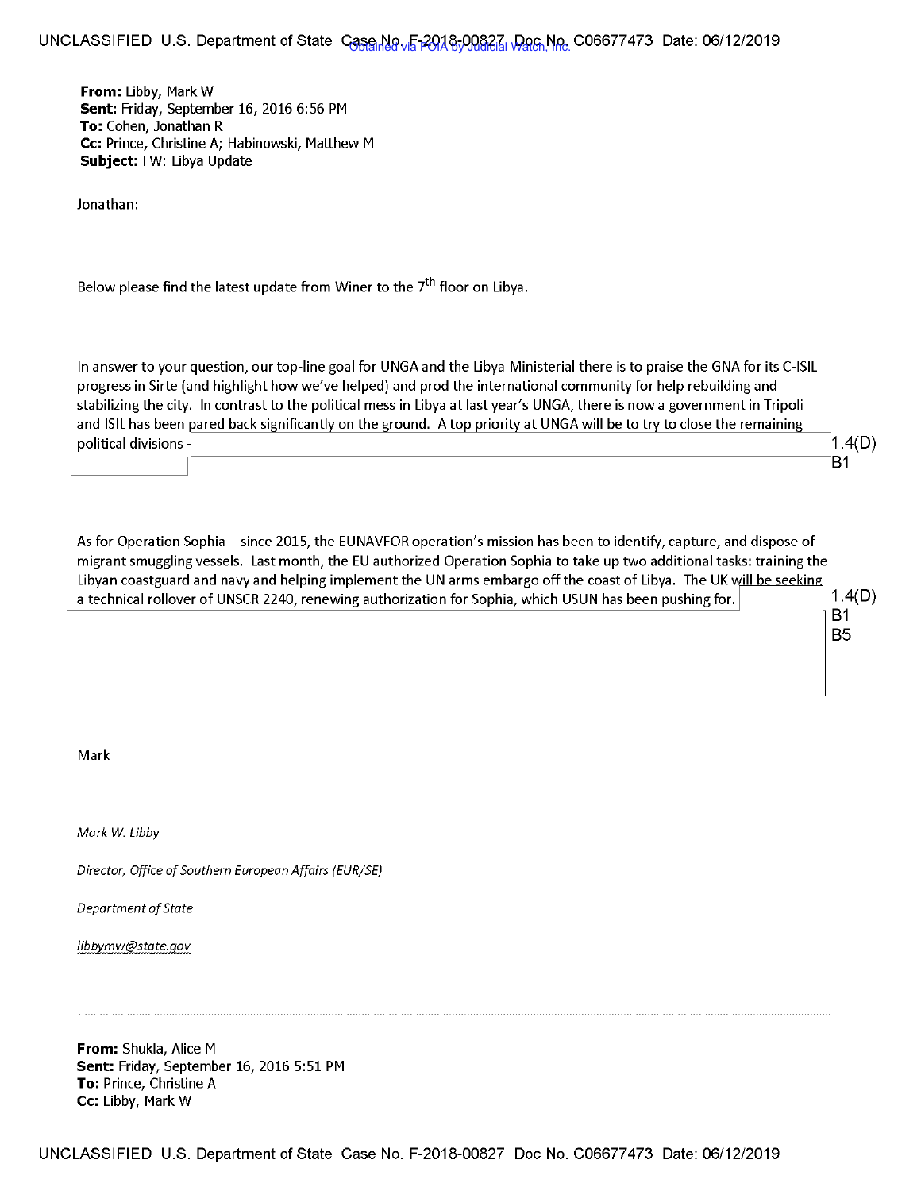**From:** Libby, Mark W
**Sent:** Friday, September 16, 2016 6:56 PM
**To:** Cohen, Jonathan R
**Cc:** Prince, Christine A; Habinowski, Matthew M
**Subject:** FW: Libya Update

Jonathan:

Below please find the latest update from Winer to the 7th floor on Libya.

In answer to your question, our top-line goal for UNGA and the Libya Ministerial there is to praise the GNA for its C-ISIL progress in Sirte (and highlight how we've helped) and prod the international community for help rebuilding and stabilizing the city. In contrast to the political mess in Libya at last year's UNGA, there is now a government in Tripoli and ISIL has been pared back significantly on the ground. A top priority at UNGA will be to try to close the remaining political divisions - [redacted] 1.4(D) B1

As for Operation Sophia – since 2015, the EUNAVFOR operation's mission has been to identify, capture, and dispose of migrant smuggling vessels. Last month, the EU authorized Operation Sophia to take up two additional tasks: training the Libyan coastguard and navy and helping implement the UN arms embargo off the coast of Libya. The UK will be seeking a technical rollover of UNSCR 2240, renewing authorization for Sophia, which USUN has been pushing for. [redacted] 1.4(D) B1 B5

Mark

*Mark W. Libby*

*Director, Office of Southern European Affairs (EUR/SE)*

*Department of State*

*libbymw@state.gov*

---

**From:** Shukla, Alice M
**Sent:** Friday, September 16, 2016 5:51 PM
**To:** Prince, Christine A
**Cc:** Libby, Mark W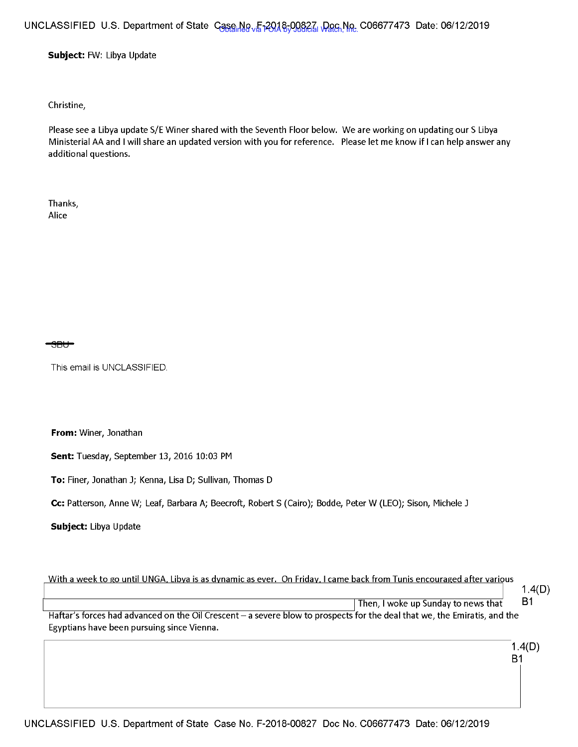**Subject:** FW: Libya Update

Christine,

Please see a Libya update S/E Winer shared with the Seventh Floor below. We are working on updating our S Libya Ministerial AA and I will share an updated version with you for reference. Please let me know if I can help answer any additional questions.

Thanks,
Alice

~~SBU~~

This email is UNCLASSIFIED.

**From:** Winer, Jonathan

**Sent:** Tuesday, September 13, 2016 10:03 PM

**To:** Finer, Jonathan J; Kenna, Lisa D; Sullivan, Thomas D

**Cc:** Patterson, Anne W; Leaf, Barbara A; Beecroft, Robert S (Cairo); Bodde, Peter W (LEO); Sison, Michele J

**Subject:** Libya Update

With a week to go until UNGA, Libya is as dynamic as ever. On Friday, I came back from Tunis encouraged after various [REDACTED 1.4(D) B1] Then, I woke up Sunday to news that Haftar's forces had advanced on the Oil Crescent – a severe blow to prospects for the deal that we, the Emiratis, and the Egyptians have been pursuing since Vienna.

[REDACTED 1.4(D) B1]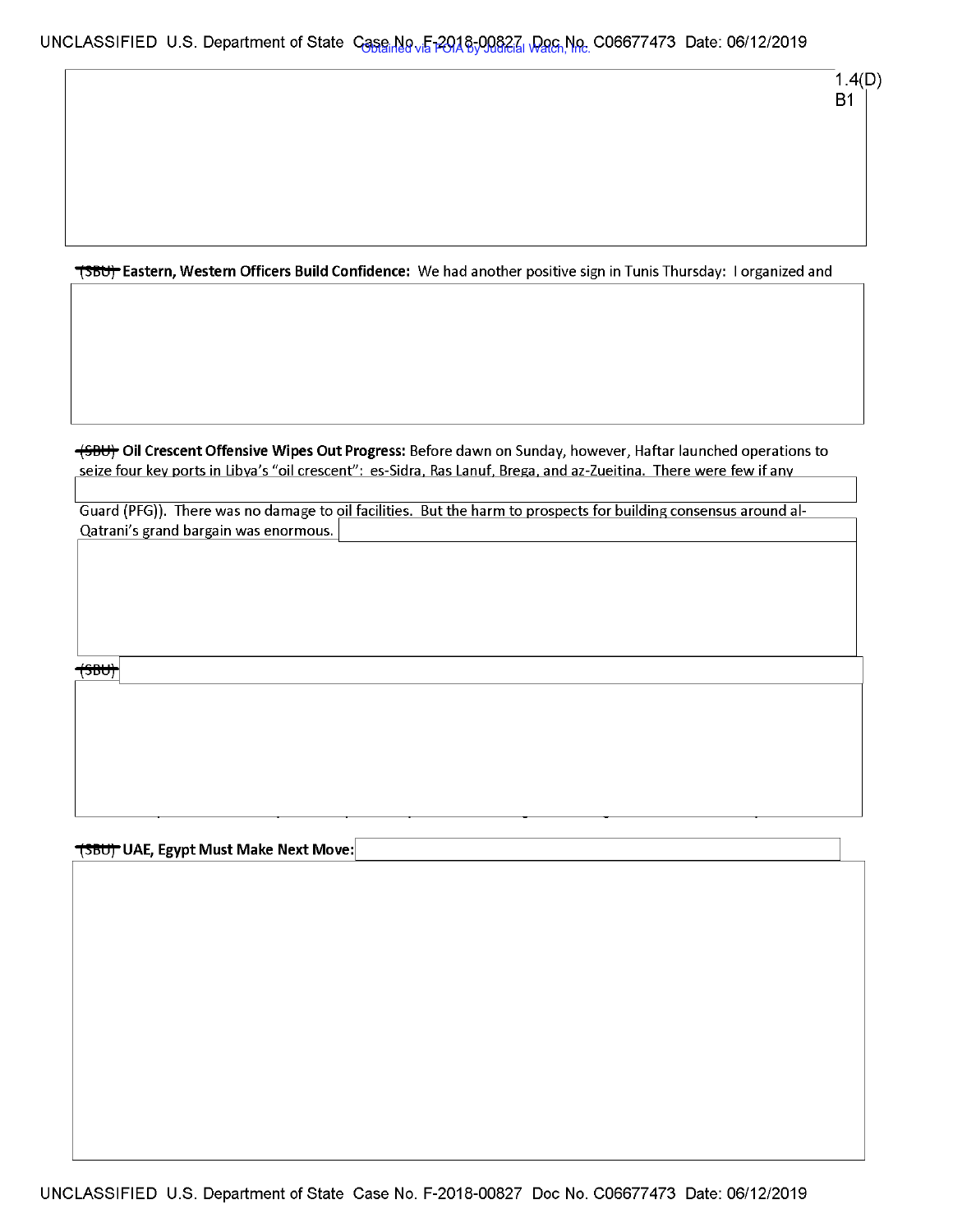1.4(D)
B1

~~(SBU)~~ **Eastern, Western Officers Build Confidence:** We had another positive sign in Tunis Thursday: I organized and

~~(SBU)~~ **Oil Crescent Offensive Wipes Out Progress:** Before dawn on Sunday, however, Haftar launched operations to seize four key ports in Libya's "oil crescent": es-Sidra, Ras Lanuf, Brega, and az-Zueitina. There were few if any

Guard (PFG)). There was no damage to oil facilities. But the harm to prospects for building consensus around al-Qatrani's grand bargain was enormous.

~~(SBU)~~

~~(SBU)~~ **UAE, Egypt Must Make Next Move:**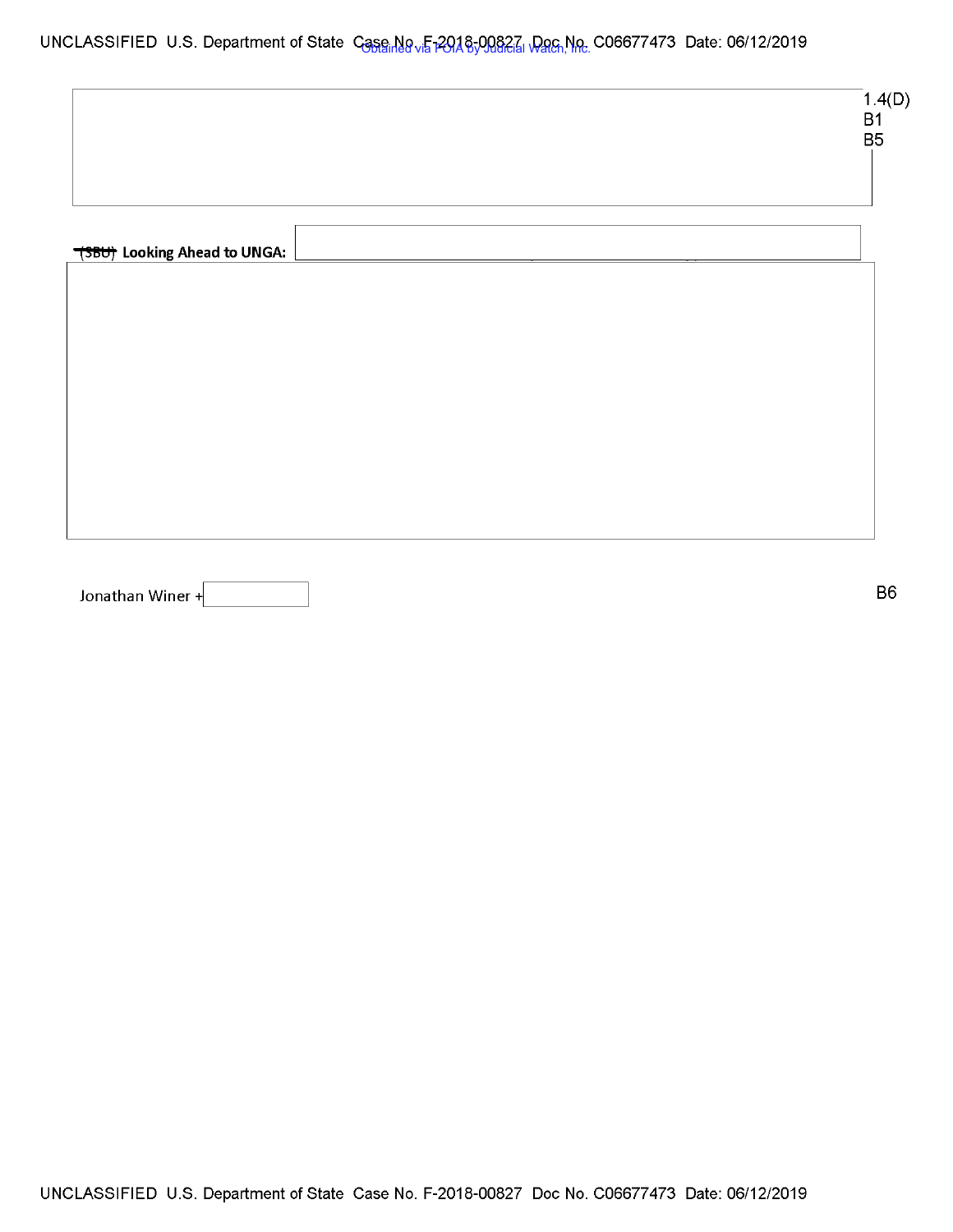1.4(D)
B1
B5

~~(SBU)~~ **Looking Ahead to UNGA:**

Jonathan Winer +

B6